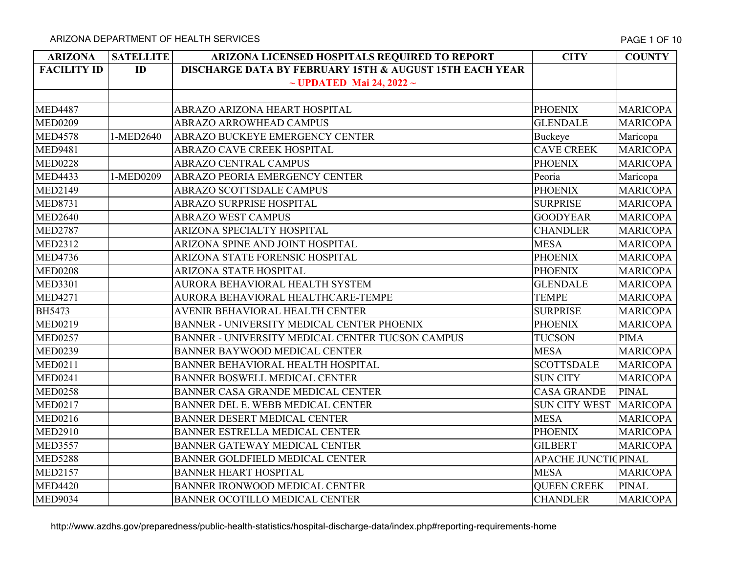ARIZONA DEPARTMENT OF HEALTH SERVICES

| ARIZONA FACILITY ID | SATELLITE ID | ARIZONA LICENSED HOSPITALS REQUIRED TO REPORT DISCHARGE DATA BY FEBRUARY 15TH & AUGUST 15TH EACH YEAR | CITY | COUNTY |
|---|---|---|---|---|
| | | ~ UPDATED Mai 24, 2022 ~ | | |
| | | | | |
| MED4487 | | ABRAZO ARIZONA HEART HOSPITAL | PHOENIX | MARICOPA |
| MED0209 | | ABRAZO ARROWHEAD CAMPUS | GLENDALE | MARICOPA |
| MED4578 | 1-MED2640 | ABRAZO BUCKEYE EMERGENCY CENTER | Buckeye | Maricopa |
| MED9481 | | ABRAZO CAVE CREEK HOSPITAL | CAVE CREEK | MARICOPA |
| MED0228 | | ABRAZO CENTRAL CAMPUS | PHOENIX | MARICOPA |
| MED4433 | 1-MED0209 | ABRAZO PEORIA EMERGENCY CENTER | Peoria | Maricopa |
| MED2149 | | ABRAZO SCOTTSDALE CAMPUS | PHOENIX | MARICOPA |
| MED8731 | | ABRAZO SURPRISE HOSPITAL | SURPRISE | MARICOPA |
| MED2640 | | ABRAZO WEST CAMPUS | GOODYEAR | MARICOPA |
| MED2787 | | ARIZONA SPECIALTY HOSPITAL | CHANDLER | MARICOPA |
| MED2312 | | ARIZONA SPINE AND JOINT HOSPITAL | MESA | MARICOPA |
| MED4736 | | ARIZONA STATE FORENSIC HOSPITAL | PHOENIX | MARICOPA |
| MED0208 | | ARIZONA STATE HOSPITAL | PHOENIX | MARICOPA |
| MED3301 | | AURORA BEHAVIORAL HEALTH SYSTEM | GLENDALE | MARICOPA |
| MED4271 | | AURORA BEHAVIORAL HEALTHCARE-TEMPE | TEMPE | MARICOPA |
| BH5473 | | AVENIR BEHAVIORAL HEALTH CENTER | SURPRISE | MARICOPA |
| MED0219 | | BANNER - UNIVERSITY MEDICAL CENTER PHOENIX | PHOENIX | MARICOPA |
| MED0257 | | BANNER - UNIVERSITY MEDICAL CENTER TUCSON CAMPUS | TUCSON | PIMA |
| MED0239 | | BANNER BAYWOOD MEDICAL CENTER | MESA | MARICOPA |
| MED0211 | | BANNER BEHAVIORAL HEALTH HOSPITAL | SCOTTSDALE | MARICOPA |
| MED0241 | | BANNER BOSWELL MEDICAL CENTER | SUN CITY | MARICOPA |
| MED0258 | | BANNER CASA GRANDE MEDICAL CENTER | CASA GRANDE | PINAL |
| MED0217 | | BANNER DEL E. WEBB MEDICAL CENTER | SUN CITY WEST | MARICOPA |
| MED0216 | | BANNER DESERT MEDICAL CENTER | MESA | MARICOPA |
| MED2910 | | BANNER ESTRELLA MEDICAL CENTER | PHOENIX | MARICOPA |
| MED3557 | | BANNER GATEWAY MEDICAL CENTER | GILBERT | MARICOPA |
| MED5288 | | BANNER GOLDFIELD MEDICAL CENTER | APACHE JUNCTIO | PINAL |
| MED2157 | | BANNER HEART HOSPITAL | MESA | MARICOPA |
| MED4420 | | BANNER IRONWOOD MEDICAL CENTER | QUEEN CREEK | PINAL |
| MED9034 | | BANNER OCOTILLO MEDICAL CENTER | CHANDLER | MARICOPA |

http://www.azdhs.gov/preparedness/public-health-statistics/hospital-discharge-data/index.php#reporting-requirements-home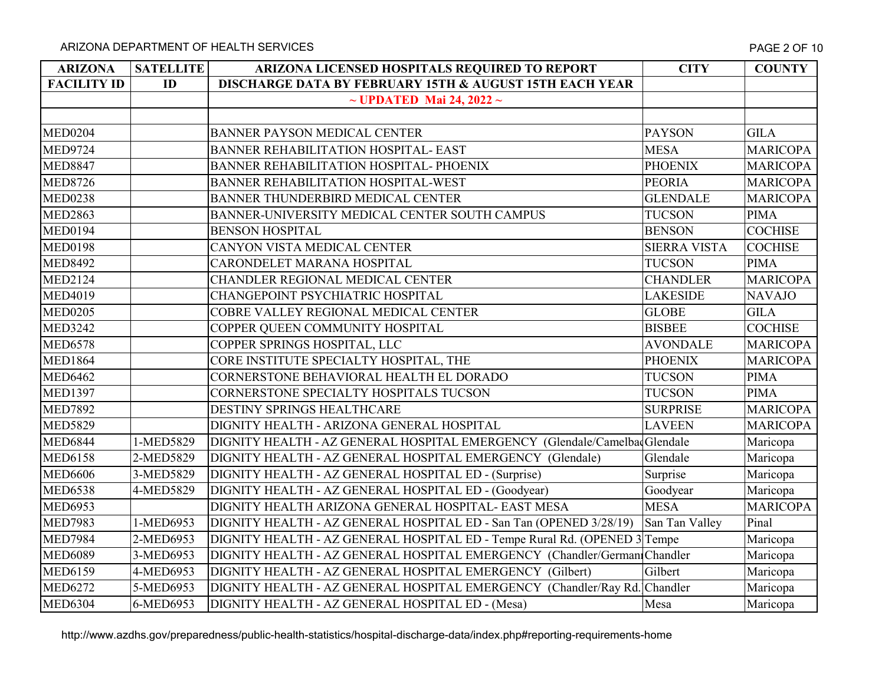ARIZONA DEPARTMENT OF HEALTH SERVICES

| ARIZONA FACILITY ID | SATELLITE ID | ARIZONA LICENSED HOSPITALS REQUIRED TO REPORT DISCHARGE DATA BY FEBRUARY 15TH & AUGUST 15TH EACH YEAR | CITY | COUNTY |
|---|---|---|---|---|
| | | ~ UPDATED Mai 24, 2022 ~ | | |
| | | | | |
| MED0204 | | BANNER PAYSON MEDICAL CENTER | PAYSON | GILA |
| MED9724 | | BANNER REHABILITATION HOSPITAL- EAST | MESA | MARICOPA |
| MED8847 | | BANNER REHABILITATION HOSPITAL- PHOENIX | PHOENIX | MARICOPA |
| MED8726 | | BANNER REHABILITATION HOSPITAL-WEST | PEORIA | MARICOPA |
| MED0238 | | BANNER THUNDERBIRD MEDICAL CENTER | GLENDALE | MARICOPA |
| MED2863 | | BANNER-UNIVERSITY MEDICAL CENTER SOUTH CAMPUS | TUCSON | PIMA |
| MED0194 | | BENSON HOSPITAL | BENSON | COCHISE |
| MED0198 | | CANYON VISTA MEDICAL CENTER | SIERRA VISTA | COCHISE |
| MED8492 | | CARONDELET MARANA HOSPITAL | TUCSON | PIMA |
| MED2124 | | CHANDLER REGIONAL MEDICAL CENTER | CHANDLER | MARICOPA |
| MED4019 | | CHANGEPOINT PSYCHIATRIC HOSPITAL | LAKESIDE | NAVAJO |
| MED0205 | | COBRE VALLEY REGIONAL MEDICAL CENTER | GLOBE | GILA |
| MED3242 | | COPPER QUEEN COMMUNITY HOSPITAL | BISBEE | COCHISE |
| MED6578 | | COPPER SPRINGS HOSPITAL, LLC | AVONDALE | MARICOPA |
| MED1864 | | CORE INSTITUTE SPECIALTY HOSPITAL, THE | PHOENIX | MARICOPA |
| MED6462 | | CORNERSTONE BEHAVIORAL HEALTH EL DORADO | TUCSON | PIMA |
| MED1397 | | CORNERSTONE SPECIALTY HOSPITALS TUCSON | TUCSON | PIMA |
| MED7892 | | DESTINY SPRINGS HEALTHCARE | SURPRISE | MARICOPA |
| MED5829 | | DIGNITY HEALTH - ARIZONA GENERAL HOSPITAL | LAVEEN | MARICOPA |
| MED6844 | 1-MED5829 | DIGNITY HEALTH - AZ GENERAL HOSPITAL EMERGENCY (Glendale/Camelbac | Glendale | Maricopa |
| MED6158 | 2-MED5829 | DIGNITY HEALTH - AZ GENERAL HOSPITAL EMERGENCY (Glendale) | Glendale | Maricopa |
| MED6606 | 3-MED5829 | DIGNITY HEALTH - AZ GENERAL HOSPITAL ED - (Surprise) | Surprise | Maricopa |
| MED6538 | 4-MED5829 | DIGNITY HEALTH - AZ GENERAL HOSPITAL ED - (Goodyear) | Goodyear | Maricopa |
| MED6953 | | DIGNITY HEALTH ARIZONA GENERAL HOSPITAL- EAST MESA | MESA | MARICOPA |
| MED7983 | 1-MED6953 | DIGNITY HEALTH - AZ GENERAL HOSPITAL ED - San Tan (OPENED 3/28/19) | San Tan Valley | Pinal |
| MED7984 | 2-MED6953 | DIGNITY HEALTH - AZ GENERAL HOSPITAL ED - Tempe Rural Rd. (OPENED 3 | Tempe | Maricopa |
| MED6089 | 3-MED6953 | DIGNITY HEALTH - AZ GENERAL HOSPITAL EMERGENCY (Chandler/Germann | Chandler | Maricopa |
| MED6159 | 4-MED6953 | DIGNITY HEALTH - AZ GENERAL HOSPITAL EMERGENCY (Gilbert) | Gilbert | Maricopa |
| MED6272 | 5-MED6953 | DIGNITY HEALTH - AZ GENERAL HOSPITAL EMERGENCY (Chandler/Ray Rd. | Chandler | Maricopa |
| MED6304 | 6-MED6953 | DIGNITY HEALTH - AZ GENERAL HOSPITAL ED - (Mesa) | Mesa | Maricopa |

http://www.azdhs.gov/preparedness/public-health-statistics/hospital-discharge-data/index.php#reporting-requirements-home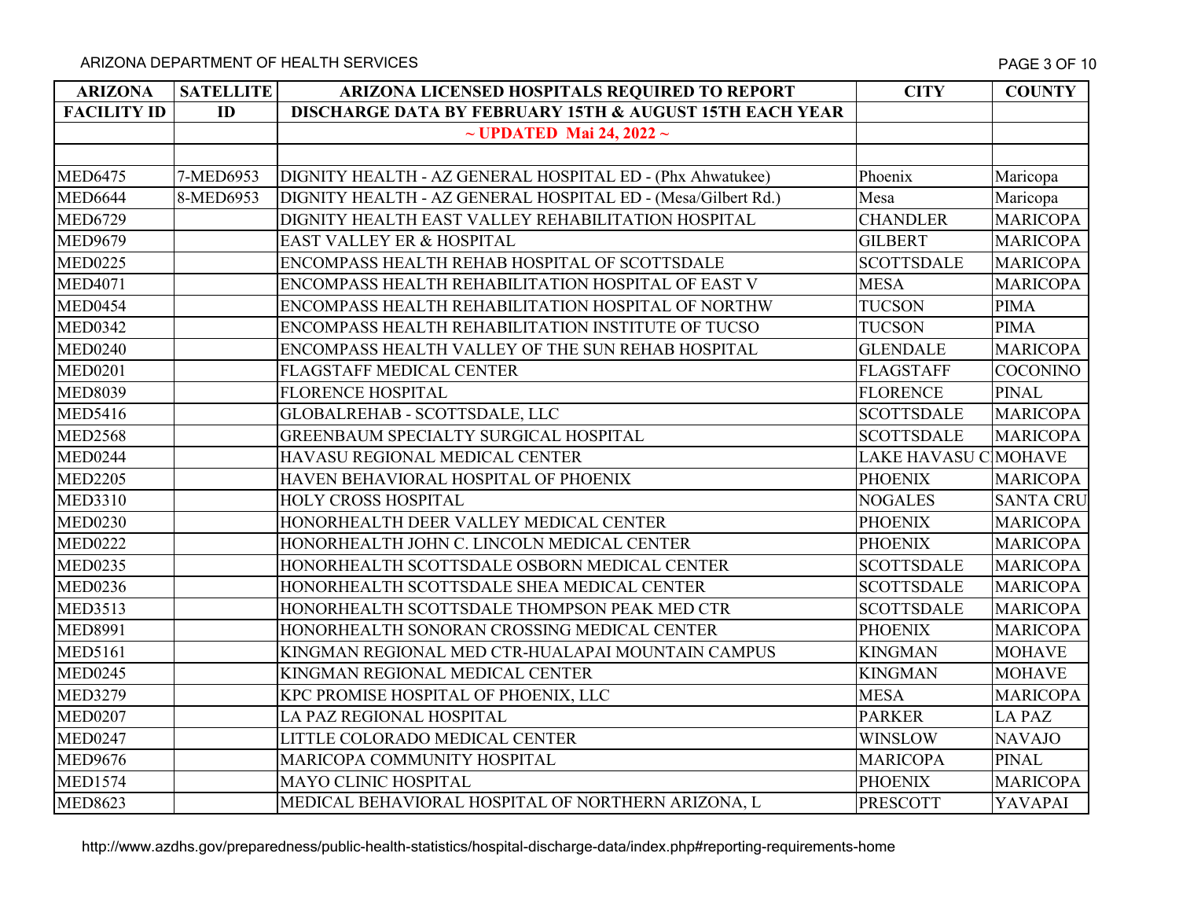ARIZONA DEPARTMENT OF HEALTH SERVICES

| ARIZONA FACILITY ID | SATELLITE ID | ARIZONA LICENSED HOSPITALS REQUIRED TO REPORT DISCHARGE DATA BY FEBRUARY 15TH & AUGUST 15TH EACH YEAR | CITY | COUNTY |
|---|---|---|---|---|
| | | ~ UPDATED Mai 24, 2022 ~ | | |
| | | | | |
| MED6475 | 7-MED6953 | DIGNITY HEALTH - AZ GENERAL HOSPITAL ED - (Phx Ahwatukee) | Phoenix | Maricopa |
| MED6644 | 8-MED6953 | DIGNITY HEALTH - AZ GENERAL HOSPITAL ED - (Mesa/Gilbert Rd.) | Mesa | Maricopa |
| MED6729 | | DIGNITY HEALTH EAST VALLEY REHABILITATION HOSPITAL | CHANDLER | MARICOPA |
| MED9679 | | EAST VALLEY ER & HOSPITAL | GILBERT | MARICOPA |
| MED0225 | | ENCOMPASS HEALTH REHAB HOSPITAL OF SCOTTSDALE | SCOTTSDALE | MARICOPA |
| MED4071 | | ENCOMPASS HEALTH REHABILITATION HOSPITAL OF EAST V | MESA | MARICOPA |
| MED0454 | | ENCOMPASS HEALTH REHABILITATION HOSPITAL OF NORTHW | TUCSON | PIMA |
| MED0342 | | ENCOMPASS HEALTH REHABILITATION INSTITUTE OF TUCSO | TUCSON | PIMA |
| MED0240 | | ENCOMPASS HEALTH VALLEY OF THE SUN REHAB HOSPITAL | GLENDALE | MARICOPA |
| MED0201 | | FLAGSTAFF MEDICAL CENTER | FLAGSTAFF | COCONINO |
| MED8039 | | FLORENCE HOSPITAL | FLORENCE | PINAL |
| MED5416 | | GLOBALREHAB - SCOTTSDALE, LLC | SCOTTSDALE | MARICOPA |
| MED2568 | | GREENBAUM SPECIALTY SURGICAL HOSPITAL | SCOTTSDALE | MARICOPA |
| MED0244 | | HAVASU REGIONAL MEDICAL CENTER | LAKE HAVASU C | MOHAVE |
| MED2205 | | HAVEN BEHAVIORAL HOSPITAL OF PHOENIX | PHOENIX | MARICOPA |
| MED3310 | | HOLY CROSS HOSPITAL | NOGALES | SANTA CRU |
| MED0230 | | HONORHEALTH DEER VALLEY MEDICAL CENTER | PHOENIX | MARICOPA |
| MED0222 | | HONORHEALTH JOHN C. LINCOLN MEDICAL CENTER | PHOENIX | MARICOPA |
| MED0235 | | HONORHEALTH SCOTTSDALE OSBORN MEDICAL CENTER | SCOTTSDALE | MARICOPA |
| MED0236 | | HONORHEALTH SCOTTSDALE SHEA MEDICAL CENTER | SCOTTSDALE | MARICOPA |
| MED3513 | | HONORHEALTH SCOTTSDALE THOMPSON PEAK MED CTR | SCOTTSDALE | MARICOPA |
| MED8991 | | HONORHEALTH SONORAN CROSSING MEDICAL CENTER | PHOENIX | MARICOPA |
| MED5161 | | KINGMAN REGIONAL MED CTR-HUALAPAI MOUNTAIN CAMPUS | KINGMAN | MOHAVE |
| MED0245 | | KINGMAN REGIONAL MEDICAL CENTER | KINGMAN | MOHAVE |
| MED3279 | | KPC PROMISE HOSPITAL OF PHOENIX, LLC | MESA | MARICOPA |
| MED0207 | | LA PAZ REGIONAL HOSPITAL | PARKER | LA PAZ |
| MED0247 | | LITTLE COLORADO MEDICAL CENTER | WINSLOW | NAVAJO |
| MED9676 | | MARICOPA COMMUNITY HOSPITAL | MARICOPA | PINAL |
| MED1574 | | MAYO CLINIC HOSPITAL | PHOENIX | MARICOPA |
| MED8623 | | MEDICAL BEHAVIORAL HOSPITAL OF NORTHERN ARIZONA, L | PRESCOTT | YAVAPAI |

http://www.azdhs.gov/preparedness/public-health-statistics/hospital-discharge-data/index.php#reporting-requirements-home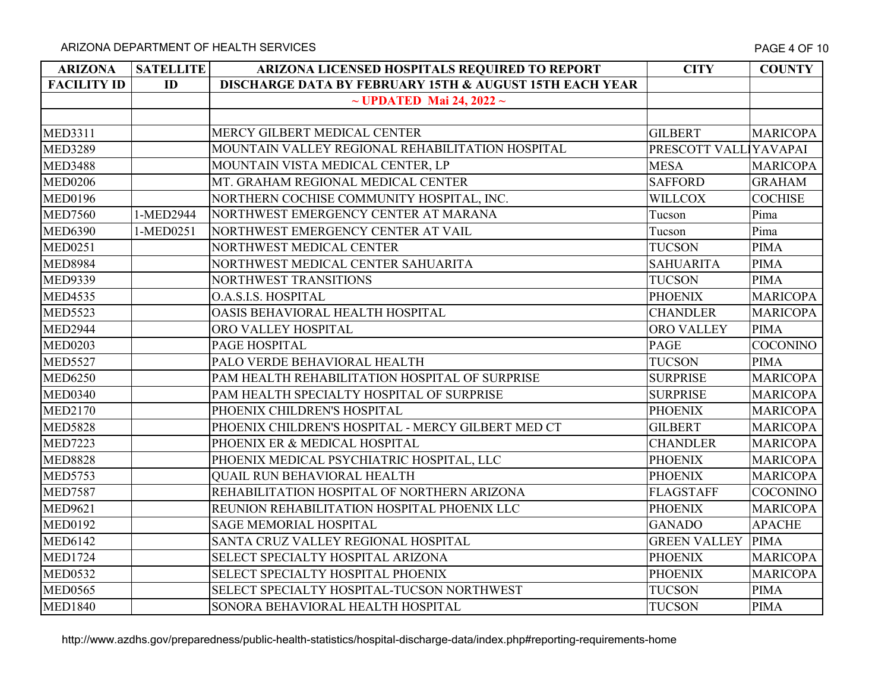ARIZONA DEPARTMENT OF HEALTH SERVICES

| ARIZONA FACILITY ID | SATELLITE ID | ARIZONA LICENSED HOSPITALS REQUIRED TO REPORT DISCHARGE DATA BY FEBRUARY 15TH & AUGUST 15TH EACH YEAR | CITY | COUNTY |
|---|---|---|---|---|
| | | ~ UPDATED Mai 24, 2022 ~ | | |
| | | | | |
| MED3311 | | MERCY GILBERT MEDICAL CENTER | GILBERT | MARICOPA |
| MED3289 | | MOUNTAIN VALLEY REGIONAL REHABILITATION HOSPITAL | PRESCOTT VALL | YAVAPAI |
| MED3488 | | MOUNTAIN VISTA MEDICAL CENTER, LP | MESA | MARICOPA |
| MED0206 | | MT. GRAHAM REGIONAL MEDICAL CENTER | SAFFORD | GRAHAM |
| MED0196 | | NORTHERN COCHISE COMMUNITY HOSPITAL, INC. | WILLCOX | COCHISE |
| MED7560 | 1-MED2944 | NORTHWEST EMERGENCY CENTER AT MARANA | Tucson | Pima |
| MED6390 | 1-MED0251 | NORTHWEST EMERGENCY CENTER AT VAIL | Tucson | Pima |
| MED0251 | | NORTHWEST MEDICAL CENTER | TUCSON | PIMA |
| MED8984 | | NORTHWEST MEDICAL CENTER SAHUARITA | SAHUARITA | PIMA |
| MED9339 | | NORTHWEST TRANSITIONS | TUCSON | PIMA |
| MED4535 | | O.A.S.I.S. HOSPITAL | PHOENIX | MARICOPA |
| MED5523 | | OASIS BEHAVIORAL HEALTH HOSPITAL | CHANDLER | MARICOPA |
| MED2944 | | ORO VALLEY HOSPITAL | ORO VALLEY | PIMA |
| MED0203 | | PAGE HOSPITAL | PAGE | COCONINO |
| MED5527 | | PALO VERDE BEHAVIORAL HEALTH | TUCSON | PIMA |
| MED6250 | | PAM HEALTH REHABILITATION HOSPITAL OF SURPRISE | SURPRISE | MARICOPA |
| MED0340 | | PAM HEALTH SPECIALTY HOSPITAL OF SURPRISE | SURPRISE | MARICOPA |
| MED2170 | | PHOENIX CHILDREN'S HOSPITAL | PHOENIX | MARICOPA |
| MED5828 | | PHOENIX CHILDREN'S HOSPITAL - MERCY GILBERT MED CT | GILBERT | MARICOPA |
| MED7223 | | PHOENIX ER & MEDICAL HOSPITAL | CHANDLER | MARICOPA |
| MED8828 | | PHOENIX MEDICAL PSYCHIATRIC HOSPITAL, LLC | PHOENIX | MARICOPA |
| MED5753 | | QUAIL RUN BEHAVIORAL HEALTH | PHOENIX | MARICOPA |
| MED7587 | | REHABILITATION HOSPITAL OF NORTHERN ARIZONA | FLAGSTAFF | COCONINO |
| MED9621 | | REUNION REHABILITATION HOSPITAL PHOENIX LLC | PHOENIX | MARICOPA |
| MED0192 | | SAGE MEMORIAL HOSPITAL | GANADO | APACHE |
| MED6142 | | SANTA CRUZ VALLEY REGIONAL HOSPITAL | GREEN VALLEY | PIMA |
| MED1724 | | SELECT SPECIALTY HOSPITAL ARIZONA | PHOENIX | MARICOPA |
| MED0532 | | SELECT SPECIALTY HOSPITAL PHOENIX | PHOENIX | MARICOPA |
| MED0565 | | SELECT SPECIALTY HOSPITAL-TUCSON NORTHWEST | TUCSON | PIMA |
| MED1840 | | SONORA BEHAVIORAL HEALTH HOSPITAL | TUCSON | PIMA |

http://www.azdhs.gov/preparedness/public-health-statistics/hospital-discharge-data/index.php#reporting-requirements-home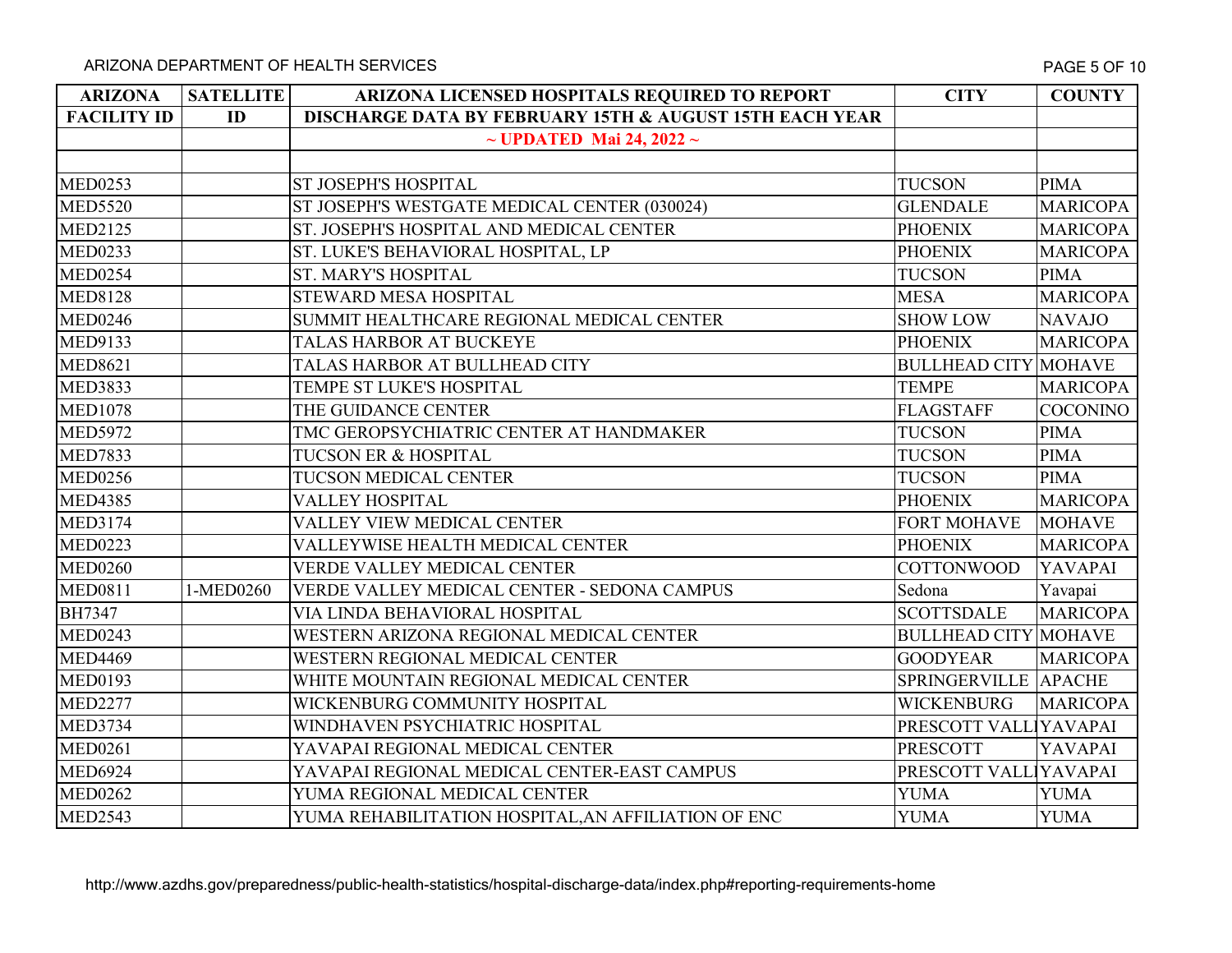| ARIZONA FACILITY ID | SATELLITE ID | ARIZONA LICENSED HOSPITALS REQUIRED TO REPORT DISCHARGE DATA BY FEBRUARY 15TH & AUGUST 15TH EACH YEAR | CITY | COUNTY |
|---|---|---|---|---|
| | | **~ UPDATED Mai 24, 2022 ~** | | |
| | | | | |
| MED0253 | | ST JOSEPH'S HOSPITAL | TUCSON | PIMA |
| MED5520 | | ST JOSEPH'S WESTGATE MEDICAL CENTER (030024) | GLENDALE | MARICOPA |
| MED2125 | | ST. JOSEPH'S HOSPITAL AND MEDICAL CENTER | PHOENIX | MARICOPA |
| MED0233 | | ST. LUKE'S BEHAVIORAL HOSPITAL, LP | PHOENIX | MARICOPA |
| MED0254 | | ST. MARY'S HOSPITAL | TUCSON | PIMA |
| MED8128 | | STEWARD MESA HOSPITAL | MESA | MARICOPA |
| MED0246 | | SUMMIT HEALTHCARE REGIONAL MEDICAL CENTER | SHOW LOW | NAVAJO |
| MED9133 | | TALAS HARBOR AT BUCKEYE | PHOENIX | MARICOPA |
| MED8621 | | TALAS HARBOR AT BULLHEAD CITY | BULLHEAD CITY | MOHAVE |
| MED3833 | | TEMPE ST LUKE'S HOSPITAL | TEMPE | MARICOPA |
| MED1078 | | THE GUIDANCE CENTER | FLAGSTAFF | COCONINO |
| MED5972 | | TMC GEROPSYCHIATRIC CENTER AT HANDMAKER | TUCSON | PIMA |
| MED7833 | | TUCSON ER & HOSPITAL | TUCSON | PIMA |
| MED0256 | | TUCSON MEDICAL CENTER | TUCSON | PIMA |
| MED4385 | | VALLEY HOSPITAL | PHOENIX | MARICOPA |
| MED3174 | | VALLEY VIEW MEDICAL CENTER | FORT MOHAVE | MOHAVE |
| MED0223 | | VALLEYWISE HEALTH MEDICAL CENTER | PHOENIX | MARICOPA |
| MED0260 | | VERDE VALLEY MEDICAL CENTER | COTTONWOOD | YAVAPAI |
| MED0811 | 1-MED0260 | VERDE VALLEY MEDICAL CENTER - SEDONA CAMPUS | Sedona | Yavapai |
| BH7347 | | VIA LINDA BEHAVIORAL HOSPITAL | SCOTTSDALE | MARICOPA |
| MED0243 | | WESTERN ARIZONA REGIONAL MEDICAL CENTER | BULLHEAD CITY | MOHAVE |
| MED4469 | | WESTERN REGIONAL MEDICAL CENTER | GOODYEAR | MARICOPA |
| MED0193 | | WHITE MOUNTAIN REGIONAL MEDICAL CENTER | SPRINGERVILLE | APACHE |
| MED2277 | | WICKENBURG COMMUNITY HOSPITAL | WICKENBURG | MARICOPA |
| MED3734 | | WINDHAVEN PSYCHIATRIC HOSPITAL | PRESCOTT VALL | YAVAPAI |
| MED0261 | | YAVAPAI REGIONAL MEDICAL CENTER | PRESCOTT | YAVAPAI |
| MED6924 | | YAVAPAI REGIONAL MEDICAL CENTER-EAST CAMPUS | PRESCOTT VALL | YAVAPAI |
| MED0262 | | YUMA REGIONAL MEDICAL CENTER | YUMA | YUMA |
| MED2543 | | YUMA REHABILITATION HOSPITAL,AN AFFILIATION OF ENC | YUMA | YUMA |